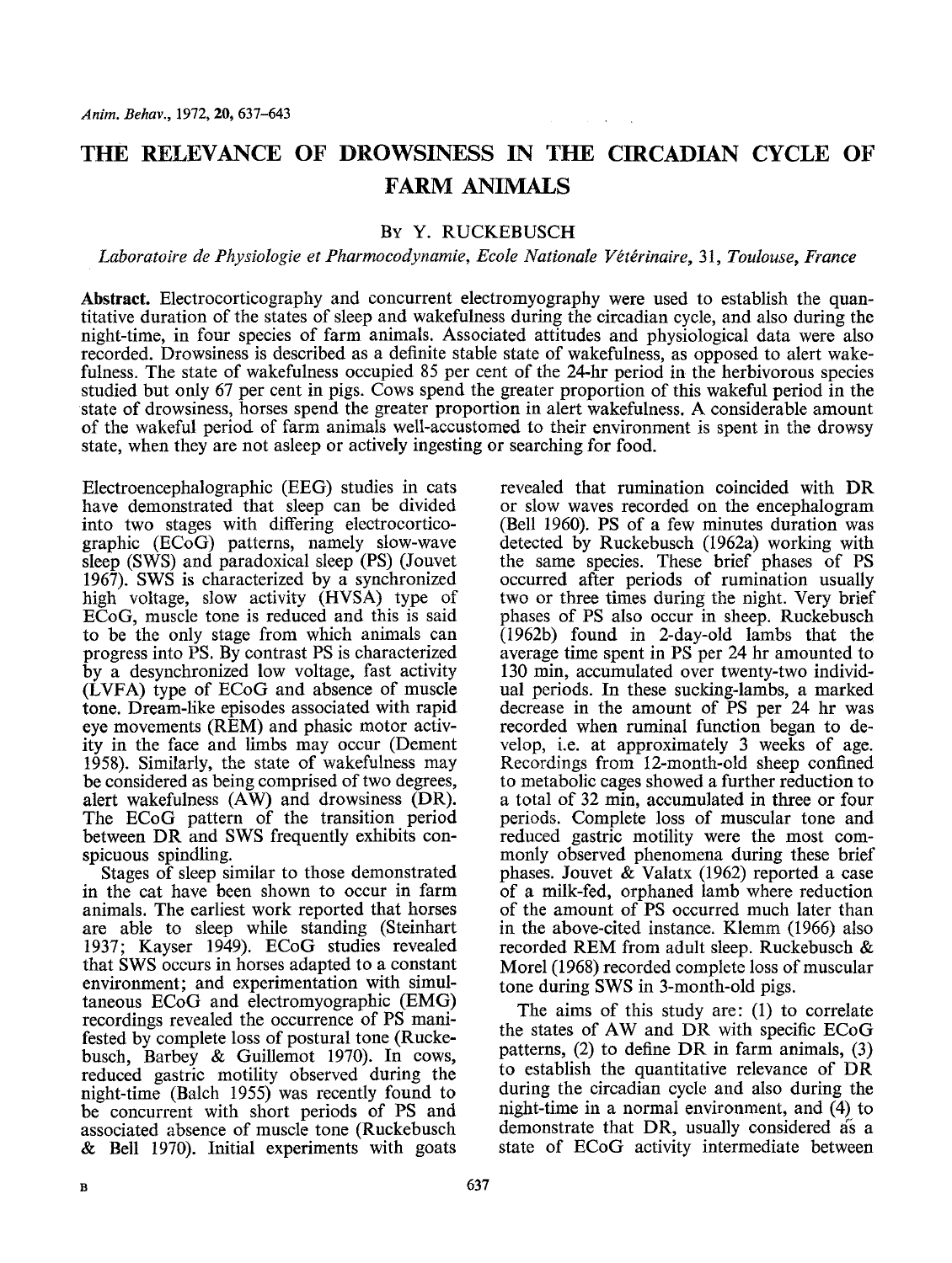# THE RELEVANCE OF DROWSINESS IN THE CIRCADIAN CYCLE OF FARM ANIMALS

By Y. RUCKEBUSCH

*Laboratoire de Physiologie et Pharmocodynamie, Ecole Nationale Vétérinaire, 31, Toulouse, France*

**Abstract.** Electrocorticography and concurrent electromyography were used to establish the quantitative duration of the states of sleep and wakefulness during the circadian cycle, and also during the night-time, in four species of farm animals. Associated attitudes and physiological data were also recorded. Drowsiness is described as a definite stable state of wakefulness, as opposed to alert wakefulness. The state of wakefulness occupied 85 per cent of the 24-hr period in the herbivorous species studied but only 67 per cent in pigs. Cows spend the greater proportion of this wakeful period in the state of drowsiness, horses spend the greater proportion in alert wakefulness. A considerable amount of the wakeful period of farm animals well-accustomed to their environment is spent in the drowsy state, when they are not asleep or actively ingesting or searching for food.

Electroencephalographic (EEG) studies in cats have demonstrated that sleep can be divided into two stages with differing electrocorticographic (ECoG) patterns, namely slow-wave sleep (SWS) and paradoxical sleep (PS) (Jouvet 1967). SWS is characterized by a synchronized high voltage, slow activity (HVSA) type of ECoG, muscle tone is reduced and this is said to be the only stage from which animals can progress into PS. By contrast PS is characterized by a desynchronized low voltage, fast activity (LVFA) type of ECoG and absence of muscle tone. Dream-like episodes associated with rapid eye movements (REM) and phasic motor activity in the face and limbs may occur (Dement 1958). Similarly, the state of wakefulness may be considered as being comprised of two degrees, alert wakefulness (AW) and drowsiness (DR). The ECoG pattern of the transition period between DR and SWS frequently exhibits conspicuous spindling.

Stages of sleep similar to those demonstrated in the cat have been shown to occur in farm animals. The earliest work reported that horses are able to sleep while standing (Steinhart 1937; Kayser 1949). ECoG studies revealed that SWS occurs in horses adapted to a constant environment; and experimentation with simultaneous ECoG and electromyographic (EMG) recordings revealed the occurrence of PS manifested by complete loss of postural tone (Ruckebusch, Barbey & Guillemot 1970). In cows, reduced gastric motility observed during the night-time (Balch 1955) was recently found to be concurrent with short periods of PS and associated absence of muscle tone (Ruckebusch & Bell 1970). Initial experiments with goats revealed that rumination coincided with DR or slow waves recorded on the encephalogram (Bell 1960). PS of a few minutes duration was detected by Ruckebusch (1962a) working with the same species. These brief phases of PS occurred after periods of rumination usually two or three times during the night. Very brief phases of PS also occur in sheep. Ruckebusch (1962b) found in 2-day-old lambs that the average time spent in PS per 24 hr amounted to 130 min, accumulated over twenty-two individual periods. In these sucking-lambs, a marked decrease in the amount of PS per 24 hr was recorded when ruminal function began to develop, i.e. at approximately 3 weeks of age. Recordings from 12-month-old sheep confined to metabolic cages showed a further reduction to a total of 32 min, accumulated in three or four periods. Complete loss of muscular tone and reduced gastric motility were the most commonly observed phenomena during these brief phases. Jouvet & Valatx (1962) reported a case of a milk-fed, orphaned lamb where reduction of the amount of PS occurred much later than in the above-cited instance. Klemm (1966) also recorded REM from adult sleep. Ruckebusch & Morel (1968) recorded complete loss of muscular tone during SWS in 3-month-old pigs.

The aims of this study are: (1) to correlate the states of AW and DR with specific ECoG patterns, (2) to define DR in farm animals, (3) to establish the quantitative relevance of DR during the circadian cycle and also during the night-time in a normal environment, and (4) to demonstrate that DR, usually considered as a state of ECoG activity intermediate between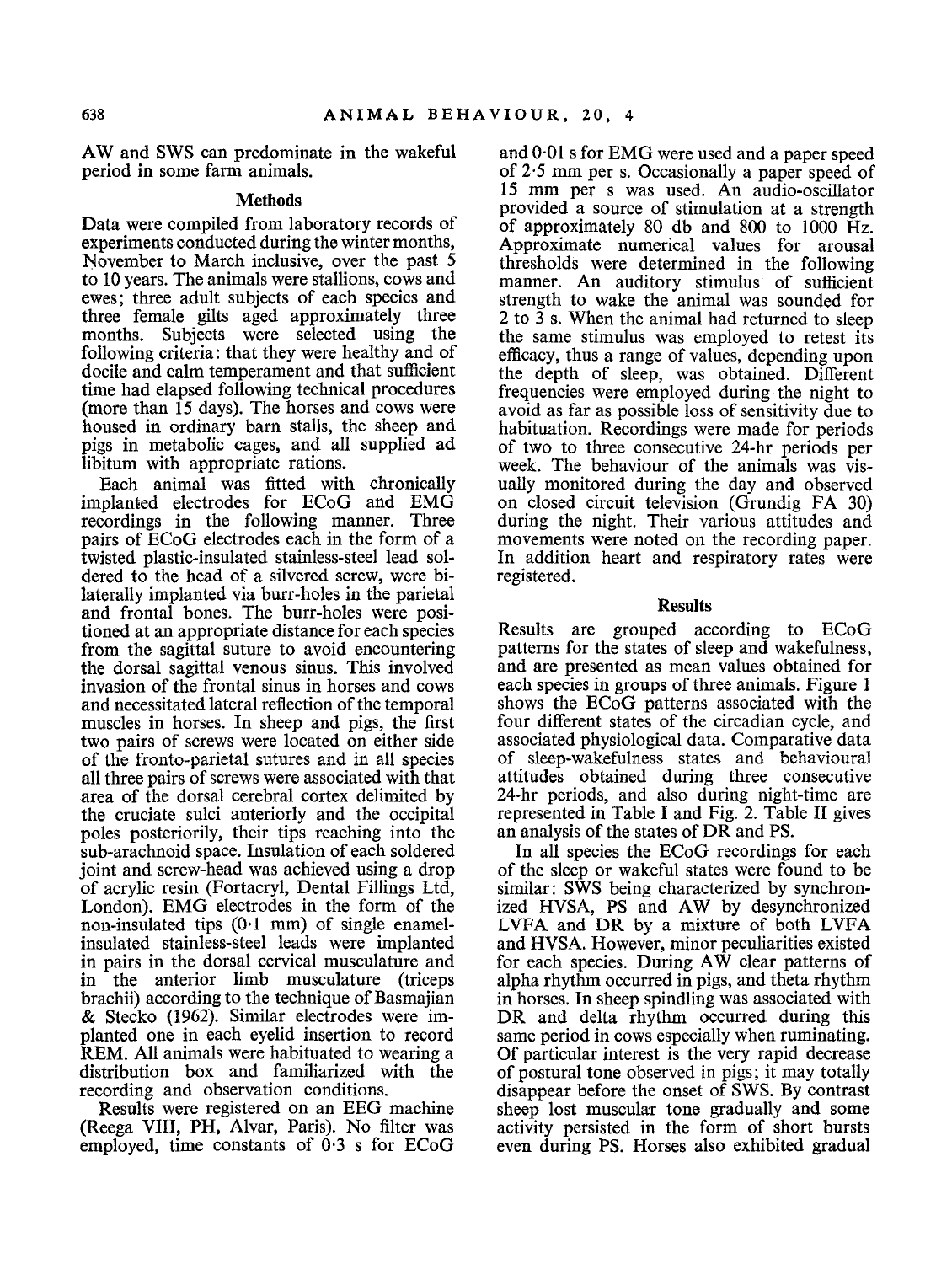AW and SWS can predominate in the wakeful period in some farm animals.

## Methods

Data were compiled from laboratory records of experiments conducted during the winter months, November to March inclusive, over the past 5 to 10 years. The animals were stallions, cows and ewes; three adult subjects of each species and three female gilts aged approximately three months. Subjects were selected using the following criteria: that they were healthy and of docile and calm temperament and that sufficient time had elapsed following technical procedures (more than 15 days). The horses and cows were housed in ordinary barn stalls, the sheep and pigs in metabolic cages, and all supplied ad libitum with appropriate rations.

Each animal was fitted with chronically implanted electrodes for ECoG and EMG recordings in the following manner. Three pairs of ECoG electrodes each in the form of a twisted plastic-insulated stainless-steel lead soldered to the head of a silvered screw, were bilaterally implanted via burr-holes in the parietal and frontal bones. The burr-holes were positioned at an appropriate distance for each species from the sagittal suture to avoid encountering the dorsal sagittal venous sinus. This involved invasion of the frontal sinus in horses and cows and necessitated lateral reflection of the temporal muscles in horses. In sheep and pigs, the first two pairs of screws were located on either side of the fronto-parietal sutures and in all species all three pairs of screws were associated with that area of the dorsal cerebral cortex delimited by the cruciate sulci anteriorly and the occipital poles posteriorily, their tips reaching into the sub-arachnoid space. Insulation of each soldered joint and screw-head was achieved using a drop of acrylic resin (Fortacryl, Dental Fillings Ltd, London). EMG electrodes in the form of the non-insulated tips (0·1 mm) of single enamel-insulated stainless-steel leads were implanted in pairs in the dorsal cervical musculature and in the anterior limb musculature (triceps brachii) according to the technique of Basmajian & Stecko (1962). Similar electrodes were implanted one in each eyelid insertion to record REM. All animals were habituated to wearing a distribution box and familiarized with the recording and observation conditions.

Results were registered on an EEG machine (Reega VIII, PH, Alvar, Paris). No filter was employed, time constants of 0·3 s for ECoG and 0·01 s for EMG were used and a paper speed of 2·5 mm per s. Occasionally a paper speed of 15 mm per s was used. An audio-oscillator provided a source of stimulation at a strength of approximately 80 db and 800 to 1000 Hz. Approximate numerical values for arousal thresholds were determined in the following manner. An auditory stimulus of sufficient strength to wake the animal was sounded for 2 to 3 s. When the animal had returned to sleep the same stimulus was employed to retest its efficacy, thus a range of values, depending upon the depth of sleep, was obtained. Different frequencies were employed during the night to avoid as far as possible loss of sensitivity due to habituation. Recordings were made for periods of two to three consecutive 24-hr periods per week. The behaviour of the animals was visually monitored during the day and observed on closed circuit television (Grundig FA 30) during the night. Their various attitudes and movements were noted on the recording paper. In addition heart and respiratory rates were registered.

## Results

Results are grouped according to ECoG patterns for the states of sleep and wakefulness, and are presented as mean values obtained for each species in groups of three animals. Figure 1 shows the ECoG patterns associated with the four different states of the circadian cycle, and associated physiological data. Comparative data of sleep-wakefulness states and behavioural attitudes obtained during three consecutive 24-hr periods, and also during night-time are represented in Table I and Fig. 2. Table II gives an analysis of the states of DR and PS.

In all species the ECoG recordings for each of the sleep or wakeful states were found to be similar: SWS being characterized by synchronized HVSA, PS and AW by desynchronized LVFA and DR by a mixture of both LVFA and HVSA. However, minor peculiarities existed for each species. During AW clear patterns of alpha rhythm occurred in pigs, and theta rhythm in horses. In sheep spindling was associated with DR and delta rhythm occurred during this same period in cows especially when ruminating. Of particular interest is the very rapid decrease of postural tone observed in pigs; it may totally disappear before the onset of SWS. By contrast sheep lost muscular tone gradually and some activity persisted in the form of short bursts even during PS. Horses also exhibited gradual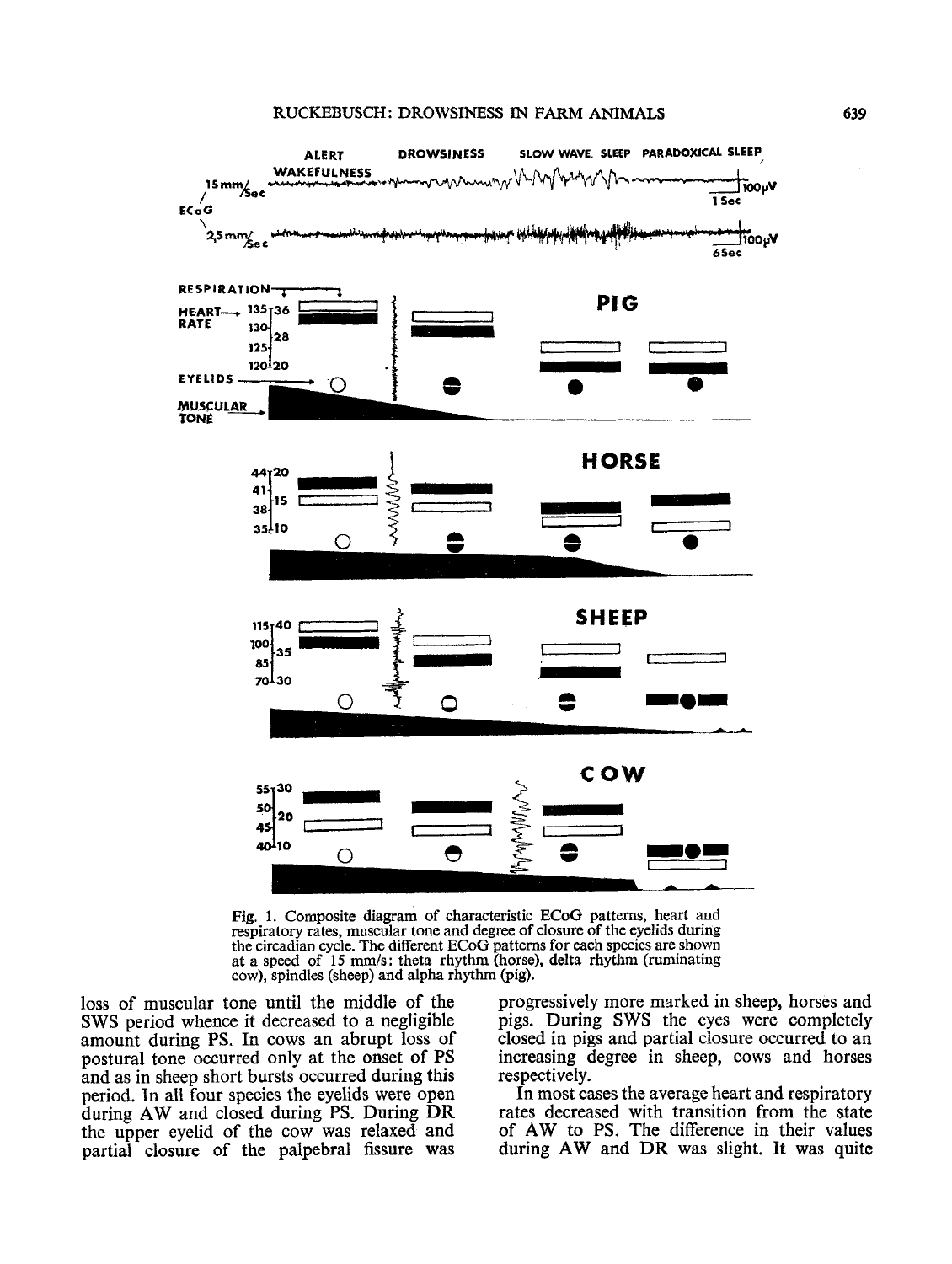Fig. 1. Composite diagram of characteristic ECoG patterns, heart and respiratory rates, muscular tone and degree of closure of the eyelids during the circadian cycle. The different ECoG patterns for each species are shown at a speed of 15 mm/s: theta rhythm (horse), delta rhythm (ruminating cow), spindles (sheep) and alpha rhythm (pig).

loss of muscular tone until the middle of the SWS period whence it decreased to a negligible amount during PS. In cows an abrupt loss of postural tone occurred only at the onset of PS and as in sheep short bursts occurred during this period. In all four species the eyelids were open during AW and closed during PS. During DR the upper eyelid of the cow was relaxed and partial closure of the palpebral fissure was progressively more marked in sheep, horses and pigs. During SWS the eyes were completely closed in pigs and partial closure occurred to an increasing degree in sheep, cows and horses respectively.

In most cases the average heart and respiratory rates decreased with transition from the state of AW to PS. The difference in their values during AW and DR was slight. It was quite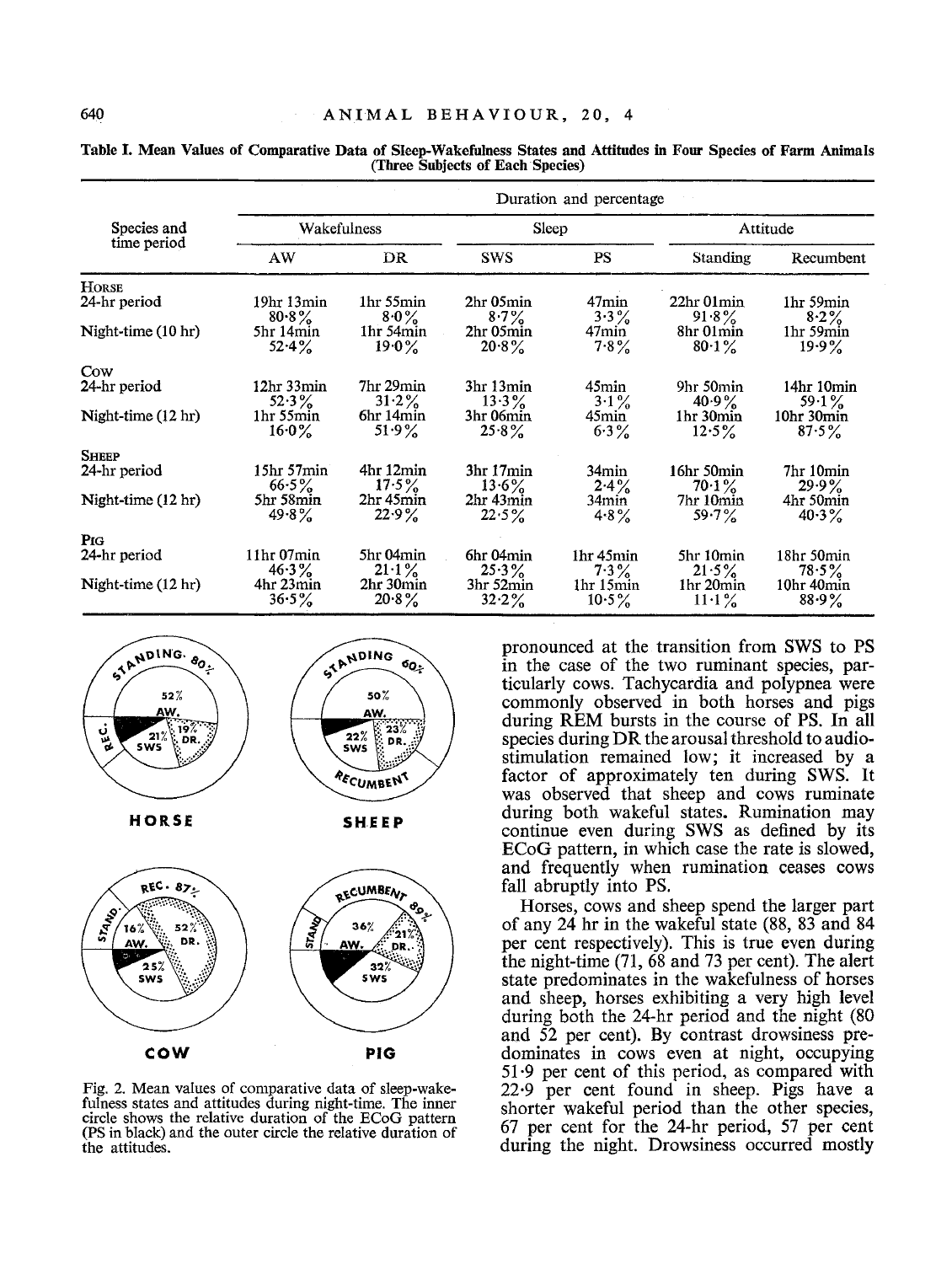**Table I. Mean Values of Comparative Data of Sleep-Wakefulness States and Attitudes in Four Species of Farm Animals (Three Subjects of Each Species)**

| Species and time period | Duration and percentage | | | | | |
|---|---|---|---|---|---|---|
| | Wakefulness | | Sleep | | Attitude | |
| | AW | DR | SWS | PS | Standing | Recumbent |
| **Horse** | | | | | | |
| 24-hr period | 19hr 13min 80·8% | 1hr 55min 8·0% | 2hr 05min 8·7% | 47min 3·3% | 22hr 01min 91·8% | 1hr 59min 8·2% |
| Night-time (10 hr) | 5hr 14min 52·4% | 1hr 54min 19·0% | 2hr 05min 20·8% | 47min 7·8% | 8hr 01min 80·1% | 1hr 59min 19·9% |
| **Cow** | | | | | | |
| 24-hr period | 12hr 33min 52·3% | 7hr 29min 31·2% | 3hr 13min 13·3% | 45min 3·1% | 9hr 50min 40·9% | 14hr 10min 59·1% |
| Night-time (12 hr) | 1hr 55min 16·0% | 6hr 14min 51·9% | 3hr 06min 25·8% | 45min 6·3% | 1hr 30min 12·5% | 10hr 30min 87·5% |
| **Sheep** | | | | | | |
| 24-hr period | 15hr 57min 66·5% | 4hr 12min 17·5% | 3hr 17min 13·6% | 34min 2·4% | 16hr 50min 70·1% | 7hr 10min 29·9% |
| Night-time (12 hr) | 5hr 58min 49·8% | 2hr 45min 22·9% | 2hr 43min 22·5% | 34min 4·8% | 7hr 10min 59·7% | 4hr 50min 40·3% |
| **Pig** | | | | | | |
| 24-hr period | 11hr 07min 46·3% | 5hr 04min 21·1% | 6hr 04min 25·3% | 1hr 45min 7·3% | 5hr 10min 21·5% | 18hr 50min 78·5% |
| Night-time (12 hr) | 4hr 23min 36·5% | 2hr 30min 20·8% | 3hr 52min 32·2% | 1hr 15min 10·5% | 1hr 20min 11·1% | 10hr 40min 88·9% |

Fig. 2. Mean values of comparative data of sleep-wakefulness states and attitudes during night-time. The inner circle shows the relative duration of the ECoG pattern (PS in black) and the outer circle the relative duration of the attitudes.

pronounced at the transition from SWS to PS in the case of the two ruminant species, particularly cows. Tachycardia and polypnea were commonly observed in both horses and pigs during REM bursts in the course of PS. In all species during DR the arousal threshold to audio-stimulation remained low; it increased by a factor of approximately ten during SWS. It was observed that sheep and cows ruminate during both wakeful states. Rumination may continue even during SWS as defined by its ECoG pattern, in which case the rate is slowed, and frequently when rumination ceases cows fall abruptly into PS.

Horses, cows and sheep spend the larger part of any 24 hr in the wakeful state (88, 83 and 84 per cent respectively). This is true even during the night-time (71, 68 and 73 per cent). The alert state predominates in the wakefulness of horses and sheep, horses exhibiting a very high level during both the 24-hr period and the night (80 and 52 per cent). By contrast drowsiness predominates in cows even at night, occupying 51·9 per cent of this period, as compared with 22·9 per cent found in sheep. Pigs have a shorter wakeful period than the other species, 67 per cent for the 24-hr period, 57 per cent during the night. Drowsiness occurred mostly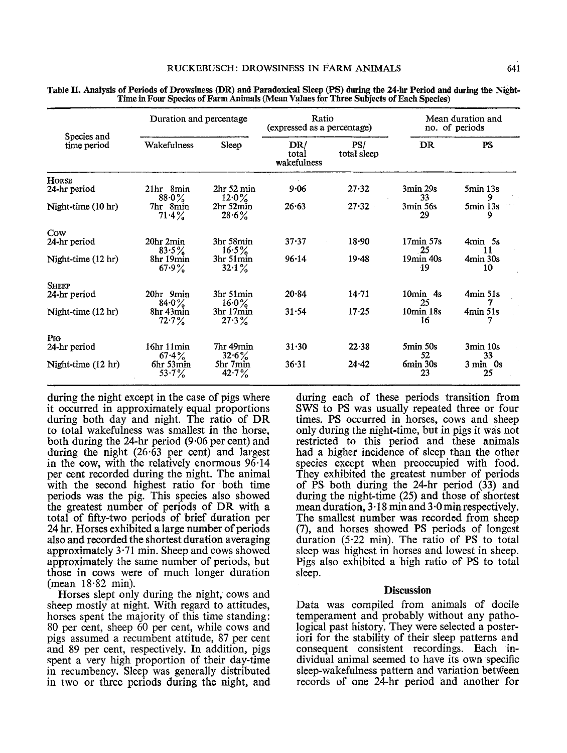Table II. Analysis of Periods of Drowsiness (DR) and Paradoxical Sleep (PS) during the 24-hr Period and during the Night-Time in Four Species of Farm Animals (Mean Values for Three Subjects of Each Species)

| Species and time period | Duration and percentage | | Ratio (expressed as a percentage) | | Mean duration and no. of periods | |
|---|---|---|---|---|---|---|
| | Wakefulness | Sleep | DR/ total wakefulness | PS/ total sleep | DR | PS |
| **Horse** | | | | | | |
| 24-hr period | 21hr 8min 88·0% | 2hr 52 min 12·0% | 9·06 | 27·32 | 3min 29s 33 | 5min 13s 9 |
| Night-time (10 hr) | 7hr 8min 71·4% | 2hr 52min 28·6% | 26·63 | 27·32 | 3min 56s 29 | 5min 13s 9 |
| **Cow** | | | | | | |
| 24-hr period | 20hr 2min 83·5% | 3hr 58min 16·5% | 37·37 | 18·90 | 17min 57s 25 | 4min 5s 11 |
| Night-time (12 hr) | 8hr 19min 67·9% | 3hr 51min 32·1% | 96·14 | 19·48 | 19min 40s 19 | 4min 30s 10 |
| **Sheep** | | | | | | |
| 24-hr period | 20hr 9min 84·0% | 3hr 51min 16·0% | 20·84 | 14·71 | 10min 4s 25 | 4min 51s 7 |
| Night-time (12 hr) | 8hr 43min 72·7% | 3hr 17min 27·3% | 31·54 | 17·25 | 10min 18s 16 | 4min 51s 7 |
| **Pig** | | | | | | |
| 24-hr period | 16hr 11min 67·4% | 7hr 49min 32·6% | 31·30 | 22·38 | 5min 50s 52 | 3min 10s 33 |
| Night-time (12 hr) | 6hr 53min 53·7% | 5hr 7min 42·7% | 36·31 | 24·42 | 6min 30s 23 | 3 min 0s 25 |

during the night except in the case of pigs where it occurred in approximately equal proportions during both day and night. The ratio of DR to total wakefulness was smallest in the horse, both during the 24-hr period (9·06 per cent) and during the night (26·63 per cent) and largest in the cow, with the relatively enormous 96·14 per cent recorded during the night. The animal with the second highest ratio for both time periods was the pig. This species also showed the greatest number of periods of DR with a total of fifty-two periods of brief duration per 24 hr. Horses exhibited a large number of periods also and recorded the shortest duration averaging approximately 3·71 min. Sheep and cows showed approximately the same number of periods, but those in cows were of much longer duration (mean 18·82 min).

Horses slept only during the night, cows and sheep mostly at night. With regard to attitudes, horses spent the majority of this time standing: 80 per cent, sheep 60 per cent, while cows and pigs assumed a recumbent attitude, 87 per cent and 89 per cent, respectively. In addition, pigs spent a very high proportion of their day-time in recumbency. Sleep was generally distributed in two or three periods during the night, and during each of these periods transition from SWS to PS was usually repeated three or four times. PS occurred in horses, cows and sheep only during the night-time, but in pigs it was not restricted to this period and these animals had a higher incidence of sleep than the other species except when preoccupied with food. They exhibited the greatest number of periods of PS both during the 24-hr period (33) and during the night-time (25) and those of shortest mean duration, 3·18 min and 3·0 min respectively. The smallest number was recorded from sheep (7), and horses showed PS periods of longest duration (5·22 min). The ratio of PS to total sleep was highest in horses and lowest in sheep. Pigs also exhibited a high ratio of PS to total sleep.

## Discussion

Data was compiled from animals of docile temperament and probably without any pathological past history. They were selected a posteriori for the stability of their sleep patterns and consequent consistent recordings. Each individual animal seemed to have its own specific sleep-wakefulness pattern and variation between records of one 24-hr period and another for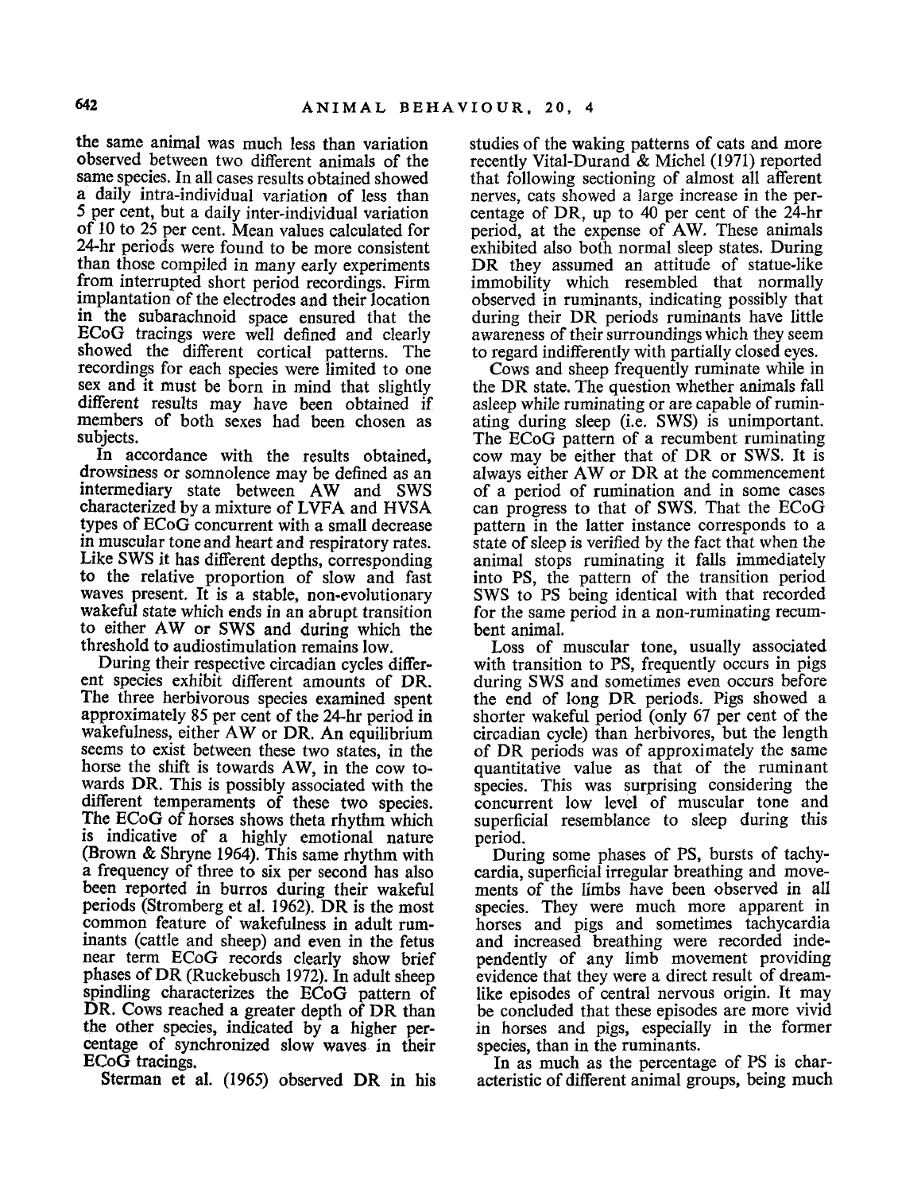the same animal was much less than variation observed between two different animals of the same species. In all cases results obtained showed a daily intra-individual variation of less than 5 per cent, but a daily inter-individual variation of 10 to 25 per cent. Mean values calculated for 24-hr periods were found to be more consistent than those compiled in many early experiments from interrupted short period recordings. Firm implantation of the electrodes and their location in the subarachnoid space ensured that the ECoG tracings were well defined and clearly showed the different cortical patterns. The recordings for each species were limited to one sex and it must be born in mind that slightly different results may have been obtained if members of both sexes had been chosen as subjects.

In accordance with the results obtained, drowsiness or somnolence may be defined as an intermediary state between AW and SWS characterized by a mixture of LVFA and HVSA types of ECoG concurrent with a small decrease in muscular tone and heart and respiratory rates. Like SWS it has different depths, corresponding to the relative proportion of slow and fast waves present. It is a stable, non-evolutionary wakeful state which ends in an abrupt transition to either AW or SWS and during which the threshold to audiostimulation remains low.

During their respective circadian cycles different species exhibit different amounts of DR. The three herbivorous species examined spent approximately 85 per cent of the 24-hr period in wakefulness, either AW or DR. An equilibrium seems to exist between these two states, in the horse the shift is towards AW, in the cow towards DR. This is possibly associated with the different temperaments of these two species. The ECoG of horses shows theta rhythm which is indicative of a highly emotional nature (Brown & Shryne 1964). This same rhythm with a frequency of three to six per second has also been reported in burros during their wakeful periods (Stromberg et al. 1962). DR is the most common feature of wakefulness in adult ruminants (cattle and sheep) and even in the fetus near term ECoG records clearly show brief phases of DR (Ruckebusch 1972). In adult sheep spindling characterizes the ECoG pattern of DR. Cows reached a greater depth of DR than the other species, indicated by a higher percentage of synchronized slow waves in their ECoG tracings.

Sterman et al. (1965) observed DR in his studies of the waking patterns of cats and more recently Vital-Durand & Michel (1971) reported that following sectioning of almost all afferent nerves, cats showed a large increase in the percentage of DR, up to 40 per cent of the 24-hr period, at the expense of AW. These animals exhibited also both normal sleep states. During DR they assumed an attitude of statue-like immobility which resembled that normally observed in ruminants, indicating possibly that during their DR periods ruminants have little awareness of their surroundings which they seem to regard indifferently with partially closed eyes.

Cows and sheep frequently ruminate while in the DR state. The question whether animals fall asleep while ruminating or are capable of ruminating during sleep (i.e. SWS) is unimportant. The ECoG pattern of a recumbent ruminating cow may be either that of DR or SWS. It is always either AW or DR at the commencement of a period of rumination and in some cases can progress to that of SWS. That the ECoG pattern in the latter instance corresponds to a state of sleep is verified by the fact that when the animal stops ruminating it falls immediately into PS, the pattern of the transition period SWS to PS being identical with that recorded for the same period in a non-ruminating recumbent animal.

Loss of muscular tone, usually associated with transition to PS, frequently occurs in pigs during SWS and sometimes even occurs before the end of long DR periods. Pigs showed a shorter wakeful period (only 67 per cent of the circadian cycle) than herbivores, but the length of DR periods was of approximately the same quantitative value as that of the ruminant species. This was surprising considering the concurrent low level of muscular tone and superficial resemblance to sleep during this period.

During some phases of PS, bursts of tachycardia, superficial irregular breathing and movements of the limbs have been observed in all species. They were much more apparent in horses and pigs and sometimes tachycardia and increased breathing were recorded independently of any limb movement providing evidence that they were a direct result of dream-like episodes of central nervous origin. It may be concluded that these episodes are more vivid in horses and pigs, especially in the former species, than in the ruminants.

In as much as the percentage of PS is characteristic of different animal groups, being much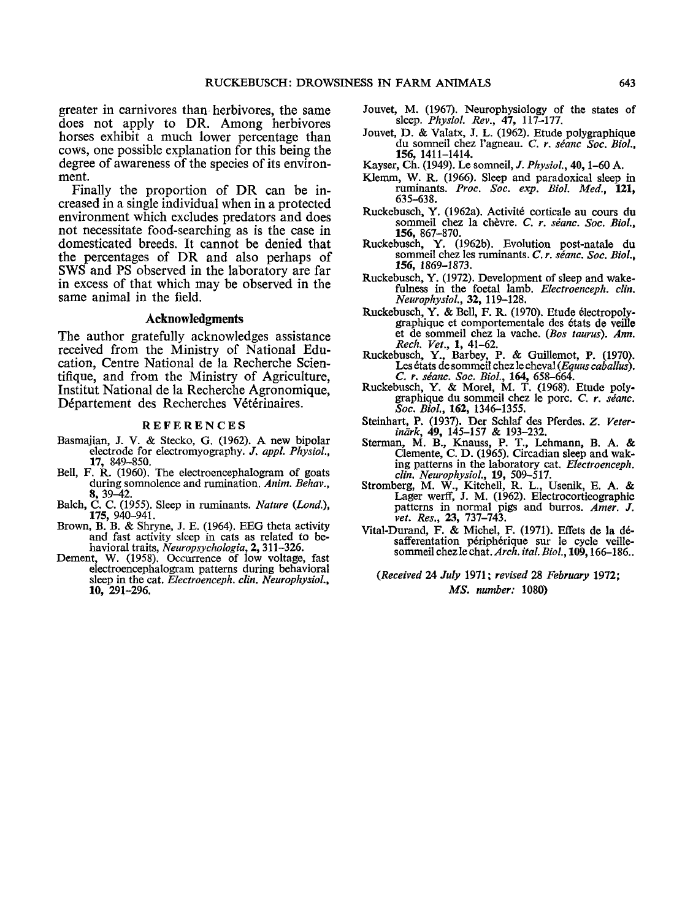greater in carnivores than herbivores, the same does not apply to DR. Among herbivores horses exhibit a much lower percentage than cows, one possible explanation for this being the degree of awareness of the species of its environment.

Finally the proportion of DR can be increased in a single individual when in a protected environment which excludes predators and does not necessitate food-searching as is the case in domesticated breeds. It cannot be denied that the percentages of DR and also perhaps of SWS and PS observed in the laboratory are far in excess of that which may be observed in the same animal in the field.

## Acknowledgments

The author gratefully acknowledges assistance received from the Ministry of National Education, Centre National de la Recherche Scientifique, and from the Ministry of Agriculture, Institut National de la Recherche Agronomique, Département des Recherches Vétérinaires.

## REFERENCES

Basmajian, J. V. & Stecko, G. (1962). A new bipolar electrode for electromyography. *J. appl. Physiol.*, **17**, 849–850.

Bell, F. R. (1960). The electroencephalogram of goats during somnolence and rumination. *Anim. Behav.*, **8**, 39–42.

Balch, C. C. (1955). Sleep in ruminants. *Nature (Lond.)*, **175**, 940–941.

Brown, B. B. & Shryne, J. E. (1964). EEG theta activity and fast activity sleep in cats as related to behavioral traits, *Neuropsychologia*, **2**, 311–326.

Dement, W. (1958). Occurrence of low voltage, fast electroencephalogram patterns during behavioral sleep in the cat. *Electroenceph. clin. Neurophysiol.*, **10**, 291–296.

Jouvet, M. (1967). Neurophysiology of the states of sleep. *Physiol. Rev.*, **47**, 117–177.

Jouvet, D. & Valatx, J. L. (1962). Etude polygraphique du sommeil chez l'agneau. *C. r. séanc Soc. Biol.*, **156**, 1411–1414.

Kayser, Ch. (1949). Le somneil, *J. Physiol.*, **40**, 1–60 A.

Klemm, W. R. (1966). Sleep and paradoxical sleep in ruminants. *Proc. Soc. exp. Biol. Med.*, **121**, 635–638.

Ruckebusch, Y. (1962a). Activité corticale au cours du sommeil chez la chèvre. *C. r. séanc. Soc. Biol.*, **156**, 867–870.

Ruckebusch, Y. (1962b). Evolution post-natale du sommeil chez les ruminants. *C. r. séanc. Soc. Biol.*, **156**, 1869–1873.

Ruckebusch, Y. (1972). Development of sleep and wakefulness in the foetal lamb. *Electroenceph. clin. Neurophysiol.*, **32**, 119–128.

Ruckebusch, Y. & Bell, F. R. (1970). Etude électropolygraphique et comportementale des états de veille et de sommeil chez la vache. (*Bos taurus*). *Ann. Rech. Vet.*, **1**, 41–62.

Ruckebusch, Y., Barbey, P. & Guillemot, P. (1970). Les états de sommeil chez le cheval (*Equus caballus*). *C. r. séanc. Soc. Biol.*, **164**, 658–664.

Ruckebusch, Y. & Morel, M. T. (1968). Etude polygraphique du sommeil chez le porc. *C. r. séanc. Soc. Biol.*, **162**, 1346–1355.

Steinhart, P. (1937). Der Schlaf des Pferdes. *Z. Veterinärk*, **49**, 145–157 & 193–232.

Sterman, M. B., Knauss, P. T., Lehmann, B. A. & Clemente, C. D. (1965). Circadian sleep and waking patterns in the laboratory cat. *Electroenceph. clin. Neurophysiol.*, **19**, 509–517.

Stromberg, M. W., Kitchell, R. L., Usenik, E. A. & Lager werff, J. M. (1962). Electrocorticographic patterns in normal pigs and burros. *Amer. J. vet. Res.*, **23**, 737–743.

Vital-Durand, F. & Michel, F. (1971). Effets de la désafferentation périphérique sur le cycle veille-sommeil chez le chat. *Arch. ital. Biol.*, **109**, 166–186..

(*Received* 24 *July* 1971; *revised* 28 *February* 1972; *MS. number:* 1080)